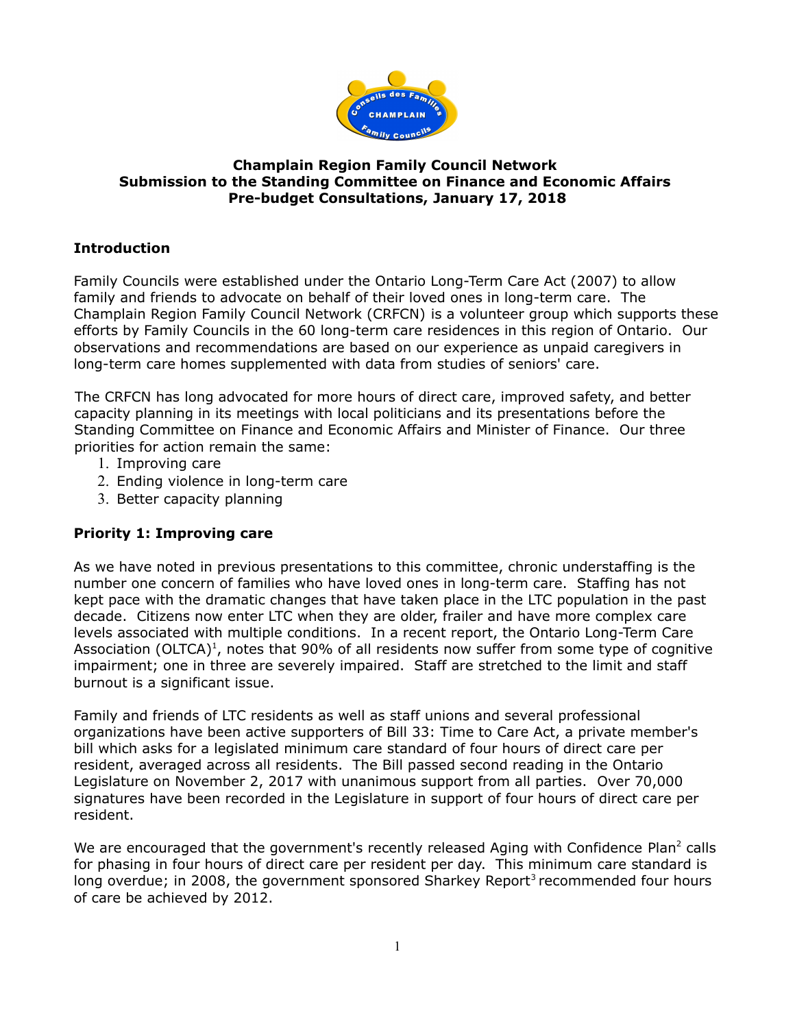**Champlain Region Family Council Network**
**Submission to the Standing Committee on Finance and Economic Affairs**
**Pre-budget Consultations, January 17, 2018**

## Introduction

Family Councils were established under the Ontario Long-Term Care Act (2007) to allow family and friends to advocate on behalf of their loved ones in long-term care. The Champlain Region Family Council Network (CRFCN) is a volunteer group which supports these efforts by Family Councils in the 60 long-term care residences in this region of Ontario. Our observations and recommendations are based on our experience as unpaid caregivers in long-term care homes supplemented with data from studies of seniors' care.

The CRFCN has long advocated for more hours of direct care, improved safety, and better capacity planning in its meetings with local politicians and its presentations before the Standing Committee on Finance and Economic Affairs and Minister of Finance. Our three priorities for action remain the same:

1. Improving care
2. Ending violence in long-term care
3. Better capacity planning

## Priority 1: Improving care

As we have noted in previous presentations to this committee, chronic understaffing is the number one concern of families who have loved ones in long-term care. Staffing has not kept pace with the dramatic changes that have taken place in the LTC population in the past decade. Citizens now enter LTC when they are older, frailer and have more complex care levels associated with multiple conditions. In a recent report, the Ontario Long-Term Care Association (OLTCA)[1], notes that 90% of all residents now suffer from some type of cognitive impairment; one in three are severely impaired. Staff are stretched to the limit and staff burnout is a significant issue.

Family and friends of LTC residents as well as staff unions and several professional organizations have been active supporters of Bill 33: Time to Care Act, a private member's bill which asks for a legislated minimum care standard of four hours of direct care per resident, averaged across all residents. The Bill passed second reading in the Ontario Legislature on November 2, 2017 with unanimous support from all parties. Over 70,000 signatures have been recorded in the Legislature in support of four hours of direct care per resident.

We are encouraged that the government's recently released Aging with Confidence Plan[2] calls for phasing in four hours of direct care per resident per day. This minimum care standard is long overdue; in 2008, the government sponsored Sharkey Report[3] recommended four hours of care be achieved by 2012.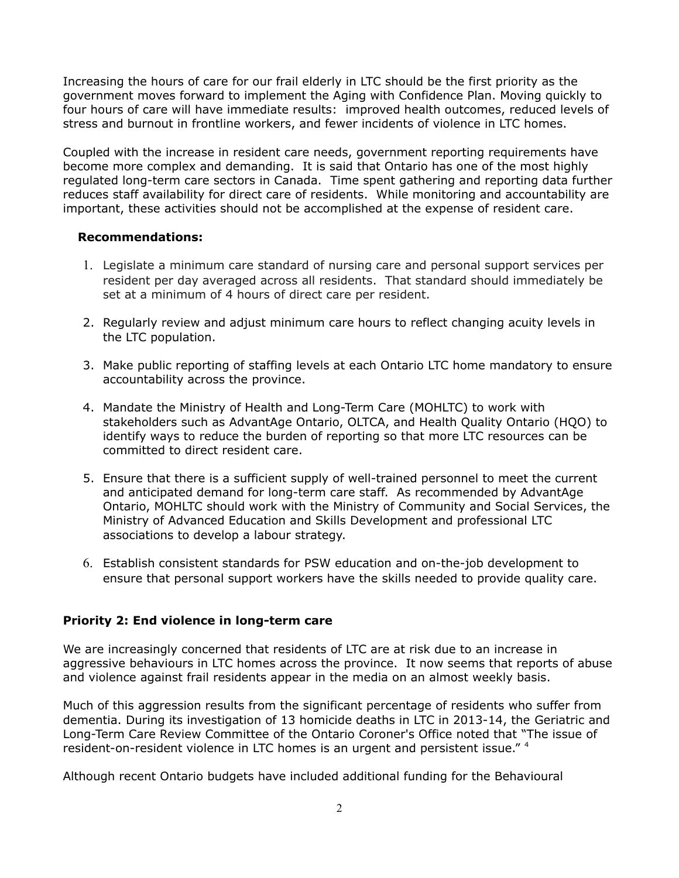Increasing the hours of care for our frail elderly in LTC should be the first priority as the government moves forward to implement the Aging with Confidence Plan. Moving quickly to four hours of care will have immediate results: improved health outcomes, reduced levels of stress and burnout in frontline workers, and fewer incidents of violence in LTC homes.

Coupled with the increase in resident care needs, government reporting requirements have become more complex and demanding. It is said that Ontario has one of the most highly regulated long-term care sectors in Canada. Time spent gathering and reporting data further reduces staff availability for direct care of residents. While monitoring and accountability are important, these activities should not be accomplished at the expense of resident care.

**Recommendations:**

1. Legislate a minimum care standard of nursing care and personal support services per resident per day averaged across all residents. That standard should immediately be set at a minimum of 4 hours of direct care per resident.
2. Regularly review and adjust minimum care hours to reflect changing acuity levels in the LTC population.
3. Make public reporting of staffing levels at each Ontario LTC home mandatory to ensure accountability across the province.
4. Mandate the Ministry of Health and Long-Term Care (MOHLTC) to work with stakeholders such as AdvantAge Ontario, OLTCA, and Health Quality Ontario (HQO) to identify ways to reduce the burden of reporting so that more LTC resources can be committed to direct resident care.
5. Ensure that there is a sufficient supply of well-trained personnel to meet the current and anticipated demand for long-term care staff. As recommended by AdvantAge Ontario, MOHLTC should work with the Ministry of Community and Social Services, the Ministry of Advanced Education and Skills Development and professional LTC associations to develop a labour strategy.
6. Establish consistent standards for PSW education and on-the-job development to ensure that personal support workers have the skills needed to provide quality care.

**Priority 2: End violence in long-term care**

We are increasingly concerned that residents of LTC are at risk due to an increase in aggressive behaviours in LTC homes across the province. It now seems that reports of abuse and violence against frail residents appear in the media on an almost weekly basis.

Much of this aggression results from the significant percentage of residents who suffer from dementia. During its investigation of 13 homicide deaths in LTC in 2013-14, the Geriatric and Long-Term Care Review Committee of the Ontario Coroner's Office noted that "The issue of resident-on-resident violence in LTC homes is an urgent and persistent issue." [4]

Although recent Ontario budgets have included additional funding for the Behavioural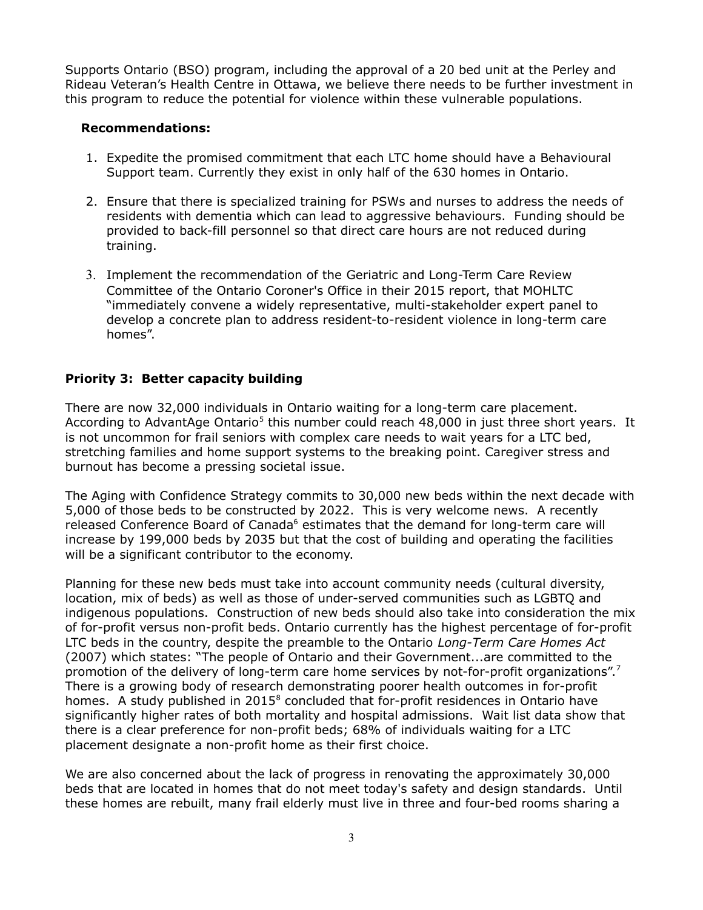Supports Ontario (BSO) program, including the approval of a 20 bed unit at the Perley and Rideau Veteran's Health Centre in Ottawa, we believe there needs to be further investment in this program to reduce the potential for violence within these vulnerable populations.

**Recommendations:**

1. Expedite the promised commitment that each LTC home should have a Behavioural Support team. Currently they exist in only half of the 630 homes in Ontario.
2. Ensure that there is specialized training for PSWs and nurses to address the needs of residents with dementia which can lead to aggressive behaviours. Funding should be provided to back-fill personnel so that direct care hours are not reduced during training.
3. Implement the recommendation of the Geriatric and Long-Term Care Review Committee of the Ontario Coroner's Office in their 2015 report, that MOHLTC "immediately convene a widely representative, multi-stakeholder expert panel to develop a concrete plan to address resident-to-resident violence in long-term care homes".

## Priority 3: Better capacity building

There are now 32,000 individuals in Ontario waiting for a long-term care placement. According to AdvantAge Ontario[5] this number could reach 48,000 in just three short years. It is not uncommon for frail seniors with complex care needs to wait years for a LTC bed, stretching families and home support systems to the breaking point. Caregiver stress and burnout has become a pressing societal issue.

The Aging with Confidence Strategy commits to 30,000 new beds within the next decade with 5,000 of those beds to be constructed by 2022. This is very welcome news. A recently released Conference Board of Canada[6] estimates that the demand for long-term care will increase by 199,000 beds by 2035 but that the cost of building and operating the facilities will be a significant contributor to the economy.

Planning for these new beds must take into account community needs (cultural diversity, location, mix of beds) as well as those of under-served communities such as LGBTQ and indigenous populations. Construction of new beds should also take into consideration the mix of for-profit versus non-profit beds. Ontario currently has the highest percentage of for-profit LTC beds in the country, despite the preamble to the Ontario *Long-Term Care Homes Act* (2007) which states: "The people of Ontario and their Government...are committed to the promotion of the delivery of long-term care home services by not-for-profit organizations".[7] There is a growing body of research demonstrating poorer health outcomes in for-profit homes. A study published in 2015[8] concluded that for-profit residences in Ontario have significantly higher rates of both mortality and hospital admissions. Wait list data show that there is a clear preference for non-profit beds; 68% of individuals waiting for a LTC placement designate a non-profit home as their first choice.

We are also concerned about the lack of progress in renovating the approximately 30,000 beds that are located in homes that do not meet today's safety and design standards. Until these homes are rebuilt, many frail elderly must live in three and four-bed rooms sharing a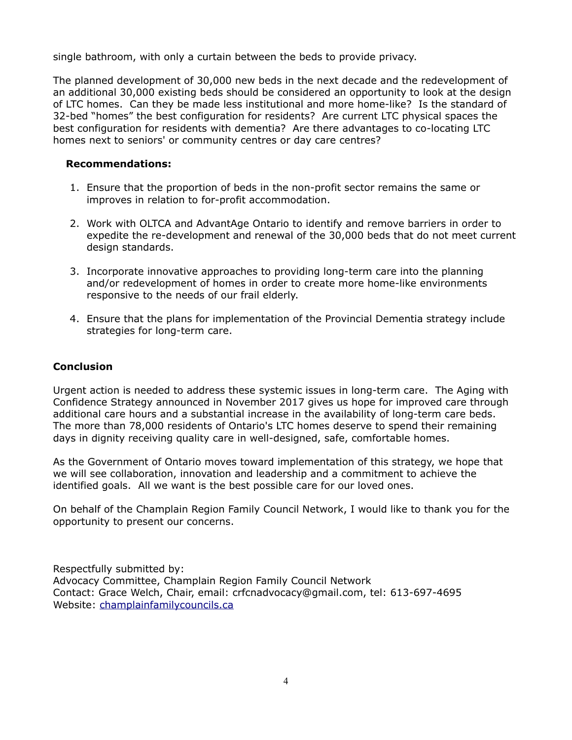single bathroom, with only a curtain between the beds to provide privacy.

The planned development of 30,000 new beds in the next decade and the redevelopment of an additional 30,000 existing beds should be considered an opportunity to look at the design of LTC homes. Can they be made less institutional and more home-like? Is the standard of 32-bed "homes" the best configuration for residents? Are current LTC physical spaces the best configuration for residents with dementia? Are there advantages to co-locating LTC homes next to seniors' or community centres or day care centres?

**Recommendations:**

1. Ensure that the proportion of beds in the non-profit sector remains the same or improves in relation to for-profit accommodation.

2. Work with OLTCA and AdvantAge Ontario to identify and remove barriers in order to expedite the re-development and renewal of the 30,000 beds that do not meet current design standards.

3. Incorporate innovative approaches to providing long-term care into the planning and/or redevelopment of homes in order to create more home-like environments responsive to the needs of our frail elderly.

4. Ensure that the plans for implementation of the Provincial Dementia strategy include strategies for long-term care.

## Conclusion

Urgent action is needed to address these systemic issues in long-term care. The Aging with Confidence Strategy announced in November 2017 gives us hope for improved care through additional care hours and a substantial increase in the availability of long-term care beds. The more than 78,000 residents of Ontario's LTC homes deserve to spend their remaining days in dignity receiving quality care in well-designed, safe, comfortable homes.

As the Government of Ontario moves toward implementation of this strategy, we hope that we will see collaboration, innovation and leadership and a commitment to achieve the identified goals. All we want is the best possible care for our loved ones.

On behalf of the Champlain Region Family Council Network, I would like to thank you for the opportunity to present our concerns.

Respectfully submitted by:
Advocacy Committee, Champlain Region Family Council Network
Contact: Grace Welch, Chair, email: crfcnadvocacy@gmail.com, tel: 613-697-4695
Website: [champlainfamilycouncils.ca](champlainfamilycouncils.ca)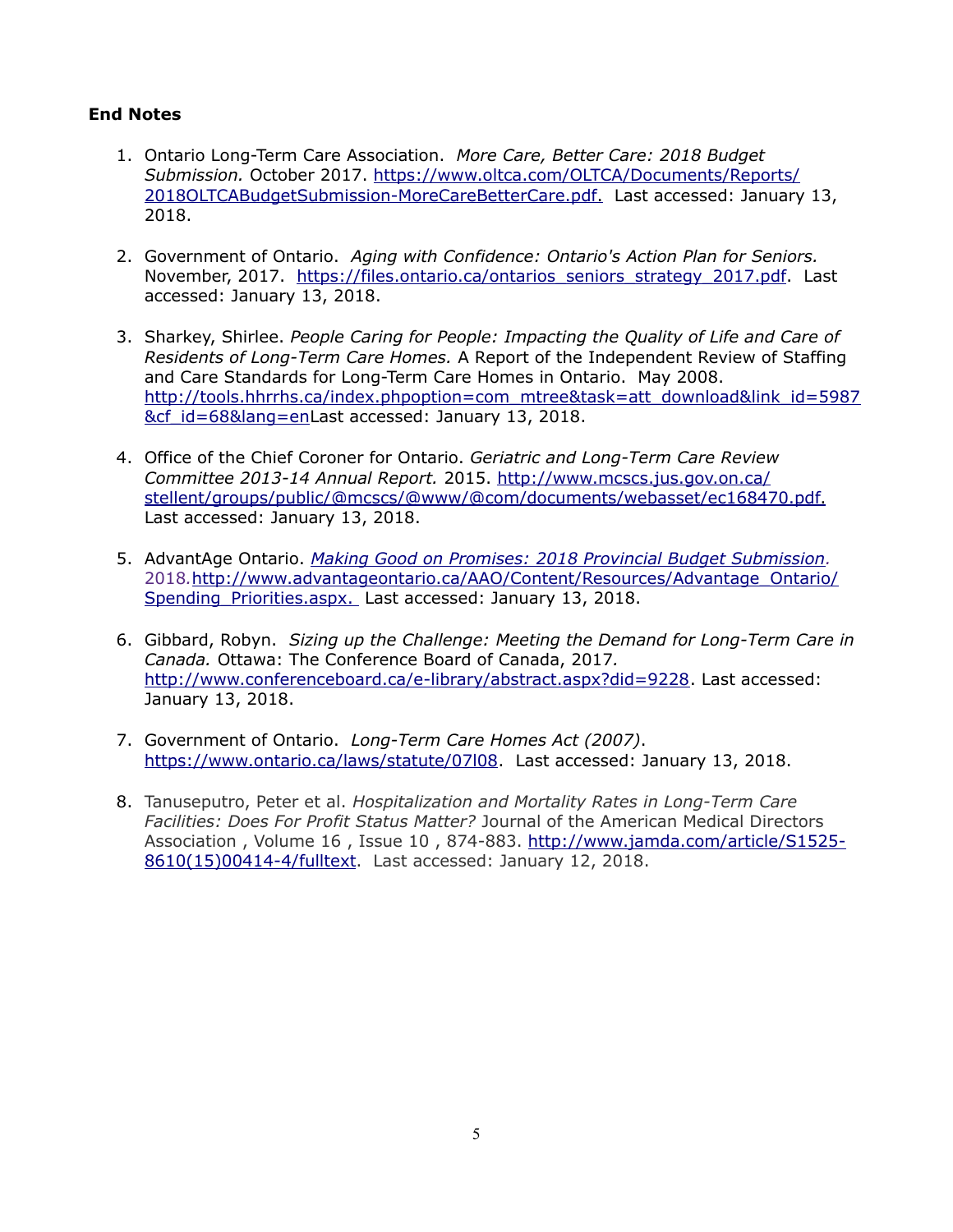**End Notes**

1. Ontario Long-Term Care Association. *More Care, Better Care: 2018 Budget Submission.* October 2017. https://www.oltca.com/OLTCA/Documents/Reports/2018OLTCABudgetSubmission-MoreCareBetterCare.pdf. Last accessed: January 13, 2018.

2. Government of Ontario. *Aging with Confidence: Ontario's Action Plan for Seniors.* November, 2017. https://files.ontario.ca/ontarios_seniors_strategy_2017.pdf. Last accessed: January 13, 2018.

3. Sharkey, Shirlee. *People Caring for People: Impacting the Quality of Life and Care of Residents of Long-Term Care Homes.* A Report of the Independent Review of Staffing and Care Standards for Long-Term Care Homes in Ontario. May 2008. http://tools.hhrrhs.ca/index.phpoption=com_mtree&task=att_download&link_id=5987&cf_id=68&lang=enLast accessed: January 13, 2018.

4. Office of the Chief Coroner for Ontario. *Geriatric and Long-Term Care Review Committee 2013-14 Annual Report.* 2015. http://www.mcscs.jus.gov.on.ca/stellent/groups/public/@mcscs/@www/@com/documents/webasset/ec168470.pdf. Last accessed: January 13, 2018.

5. AdvantAge Ontario. *Making Good on Promises: 2018 Provincial Budget Submission*. 2018.http://www.advantageontario.ca/AAO/Content/Resources/Advantage_Ontario/Spending_Priorities.aspx. Last accessed: January 13, 2018.

6. Gibbard, Robyn. *Sizing up the Challenge: Meeting the Demand for Long-Term Care in Canada.* Ottawa: The Conference Board of Canada, 2017. http://www.conferenceboard.ca/e-library/abstract.aspx?did=9228. Last accessed: January 13, 2018.

7. Government of Ontario. *Long-Term Care Homes Act (2007)*. https://www.ontario.ca/laws/statute/07l08. Last accessed: January 13, 2018.

8. Tanuseputro, Peter et al. *Hospitalization and Mortality Rates in Long-Term Care Facilities: Does For Profit Status Matter?* Journal of the American Medical Directors Association , Volume 16 , Issue 10 , 874-883. http://www.jamda.com/article/S1525-8610(15)00414-4/fulltext. Last accessed: January 12, 2018.